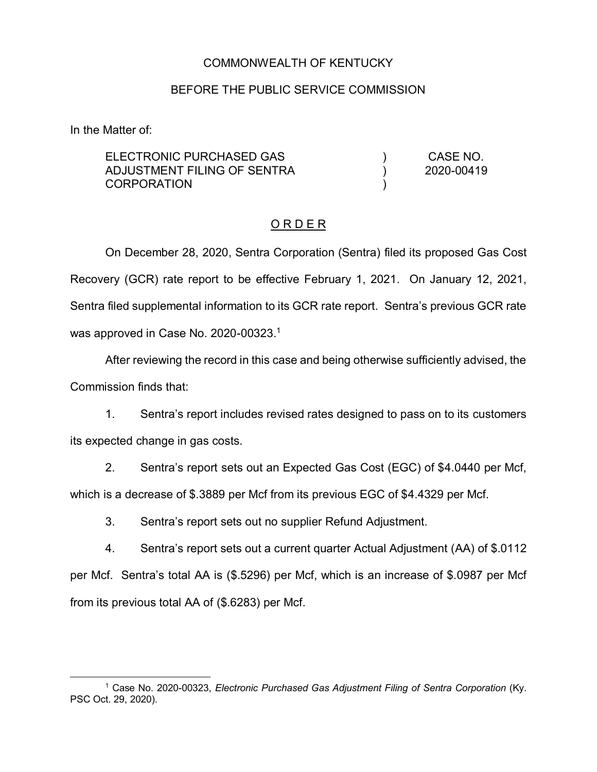COMMONWEALTH OF KENTUCKY

BEFORE THE PUBLIC SERVICE COMMISSION

In the Matter of:

| | | |
|---|---|---|
| ELECTRONIC PURCHASED GAS ADJUSTMENT FILING OF SENTRA CORPORATION | ) ) ) | CASE NO. 2020-00419 |

## O R D E R

On December 28, 2020, Sentra Corporation (Sentra) filed its proposed Gas Cost Recovery (GCR) rate report to be effective February 1, 2021. On January 12, 2021, Sentra filed supplemental information to its GCR rate report. Sentra's previous GCR rate was approved in Case No. 2020-00323.[1]

After reviewing the record in this case and being otherwise sufficiently advised, the Commission finds that:

1. Sentra's report includes revised rates designed to pass on to its customers its expected change in gas costs.

2. Sentra's report sets out an Expected Gas Cost (EGC) of $4.0440 per Mcf, which is a decrease of $.3889 per Mcf from its previous EGC of $4.4329 per Mcf.

3. Sentra's report sets out no supplier Refund Adjustment.

4. Sentra's report sets out a current quarter Actual Adjustment (AA) of $.0112 per Mcf. Sentra's total AA is ($.5296) per Mcf, which is an increase of $.0987 per Mcf from its previous total AA of ($.6283) per Mcf.

---

[1] Case No. 2020-00323, *Electronic Purchased Gas Adjustment Filing of Sentra Corporation* (Ky. PSC Oct. 29, 2020).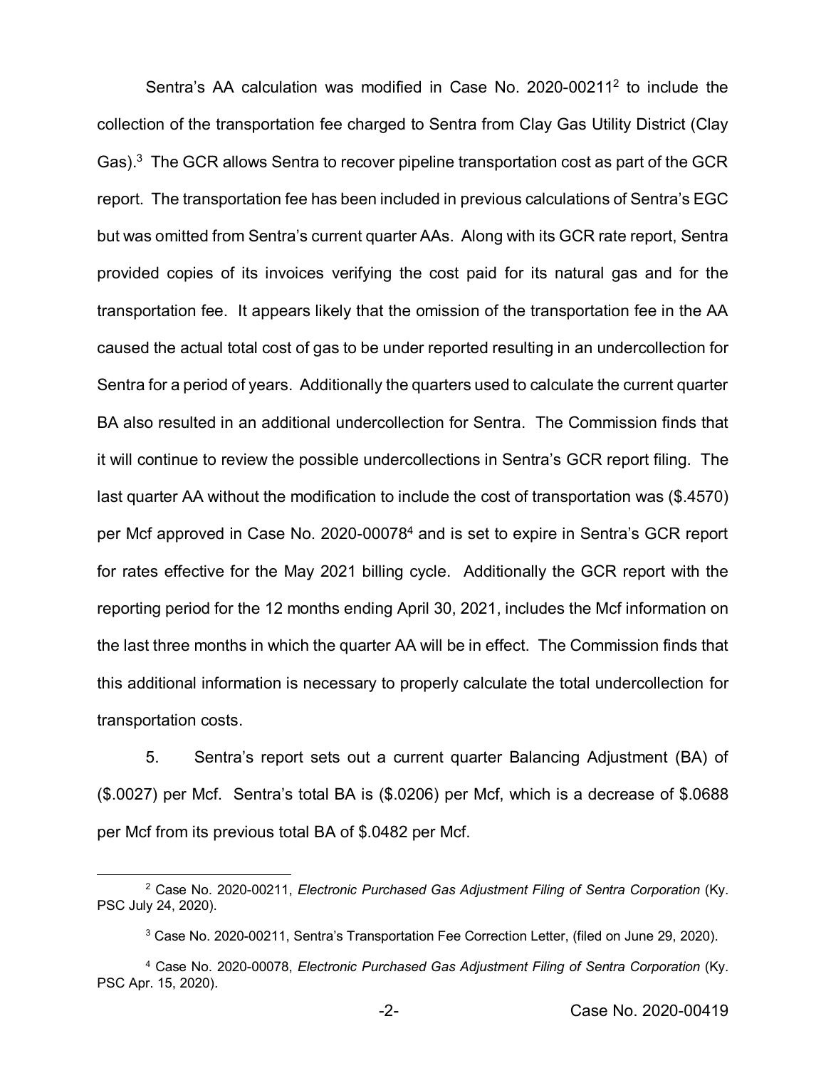Sentra's AA calculation was modified in Case No. 2020-00211[2] to include the collection of the transportation fee charged to Sentra from Clay Gas Utility District (Clay Gas).[3] The GCR allows Sentra to recover pipeline transportation cost as part of the GCR report. The transportation fee has been included in previous calculations of Sentra's EGC but was omitted from Sentra's current quarter AAs. Along with its GCR rate report, Sentra provided copies of its invoices verifying the cost paid for its natural gas and for the transportation fee. It appears likely that the omission of the transportation fee in the AA caused the actual total cost of gas to be under reported resulting in an undercollection for Sentra for a period of years. Additionally the quarters used to calculate the current quarter BA also resulted in an additional undercollection for Sentra. The Commission finds that it will continue to review the possible undercollections in Sentra's GCR report filing. The last quarter AA without the modification to include the cost of transportation was ($.4570) per Mcf approved in Case No. 2020-00078[4] and is set to expire in Sentra's GCR report for rates effective for the May 2021 billing cycle. Additionally the GCR report with the reporting period for the 12 months ending April 30, 2021, includes the Mcf information on the last three months in which the quarter AA will be in effect. The Commission finds that this additional information is necessary to properly calculate the total undercollection for transportation costs.

5. Sentra's report sets out a current quarter Balancing Adjustment (BA) of ($.0027) per Mcf. Sentra's total BA is ($.0206) per Mcf, which is a decrease of $.0688 per Mcf from its previous total BA of $.0482 per Mcf.

---

[2] Case No. 2020-00211, *Electronic Purchased Gas Adjustment Filing of Sentra Corporation* (Ky. PSC July 24, 2020).

[3] Case No. 2020-00211, Sentra's Transportation Fee Correction Letter, (filed on June 29, 2020).

[4] Case No. 2020-00078, *Electronic Purchased Gas Adjustment Filing of Sentra Corporation* (Ky. PSC Apr. 15, 2020).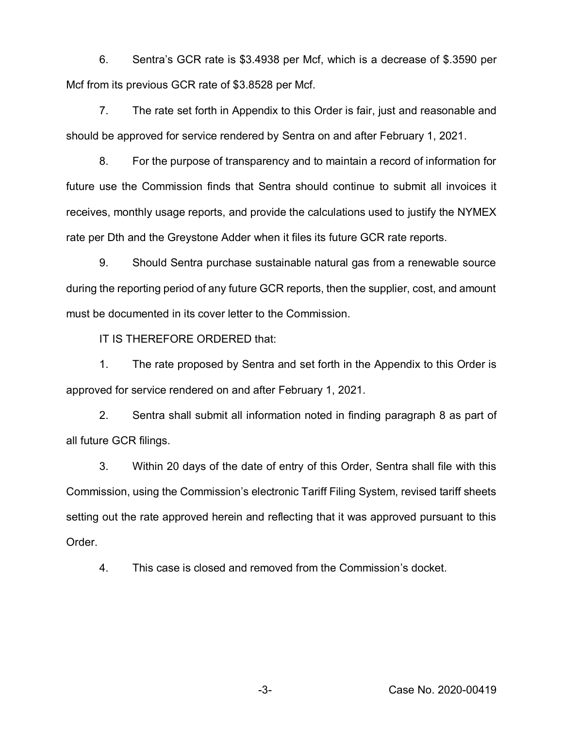6. Sentra's GCR rate is $3.4938 per Mcf, which is a decrease of $.3590 per Mcf from its previous GCR rate of $3.8528 per Mcf.

7. The rate set forth in Appendix to this Order is fair, just and reasonable and should be approved for service rendered by Sentra on and after February 1, 2021.

8. For the purpose of transparency and to maintain a record of information for future use the Commission finds that Sentra should continue to submit all invoices it receives, monthly usage reports, and provide the calculations used to justify the NYMEX rate per Dth and the Greystone Adder when it files its future GCR rate reports.

9. Should Sentra purchase sustainable natural gas from a renewable source during the reporting period of any future GCR reports, then the supplier, cost, and amount must be documented in its cover letter to the Commission.

IT IS THEREFORE ORDERED that:

1. The rate proposed by Sentra and set forth in the Appendix to this Order is approved for service rendered on and after February 1, 2021.

2. Sentra shall submit all information noted in finding paragraph 8 as part of all future GCR filings.

3. Within 20 days of the date of entry of this Order, Sentra shall file with this Commission, using the Commission's electronic Tariff Filing System, revised tariff sheets setting out the rate approved herein and reflecting that it was approved pursuant to this Order.

4. This case is closed and removed from the Commission's docket.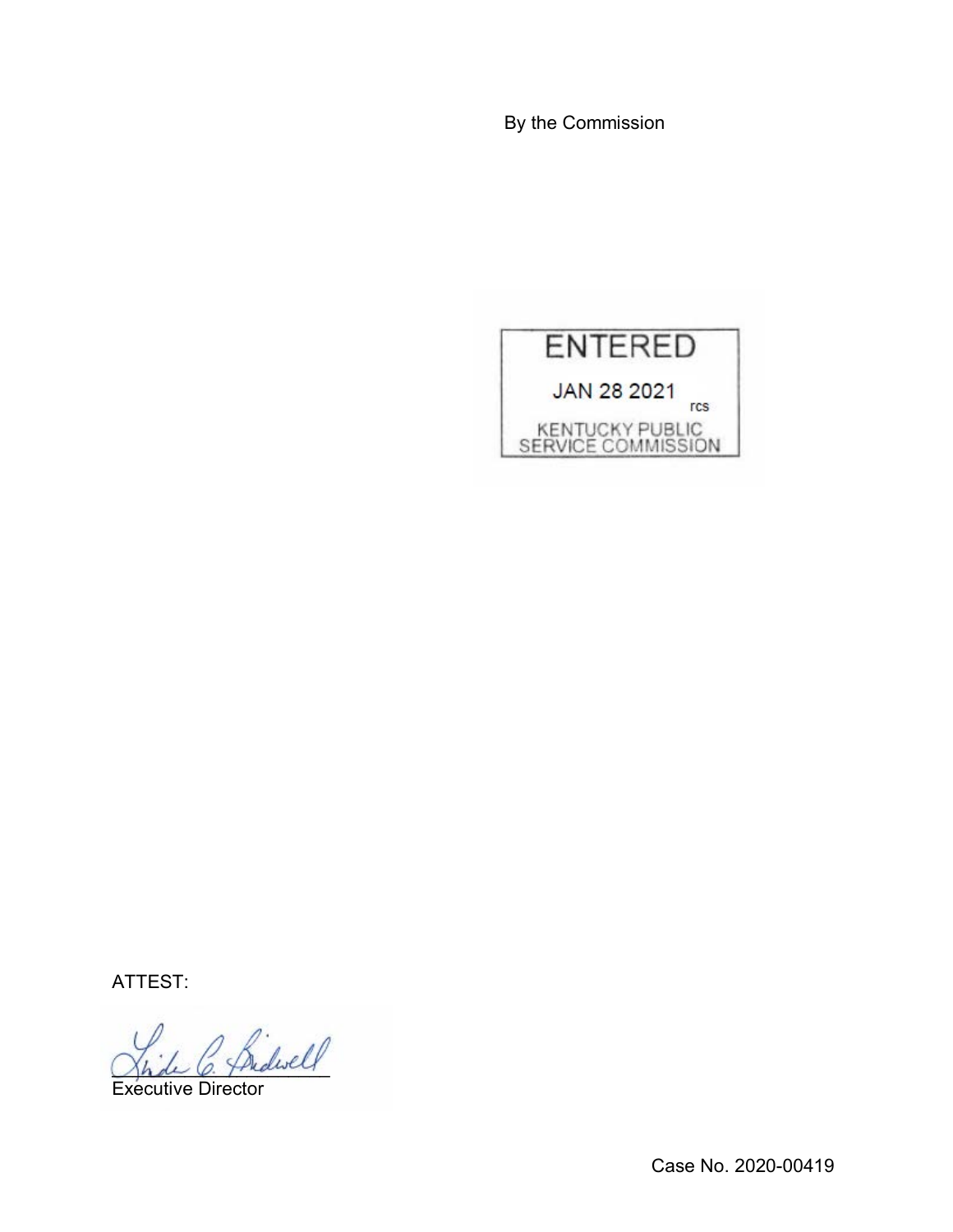By the Commission

ENTERED

JAN 28 2021

rcs

KENTUCKY PUBLIC SERVICE COMMISSION

ATTEST:

Linda C. Bridwell

Executive Director

Case No. 2020-00419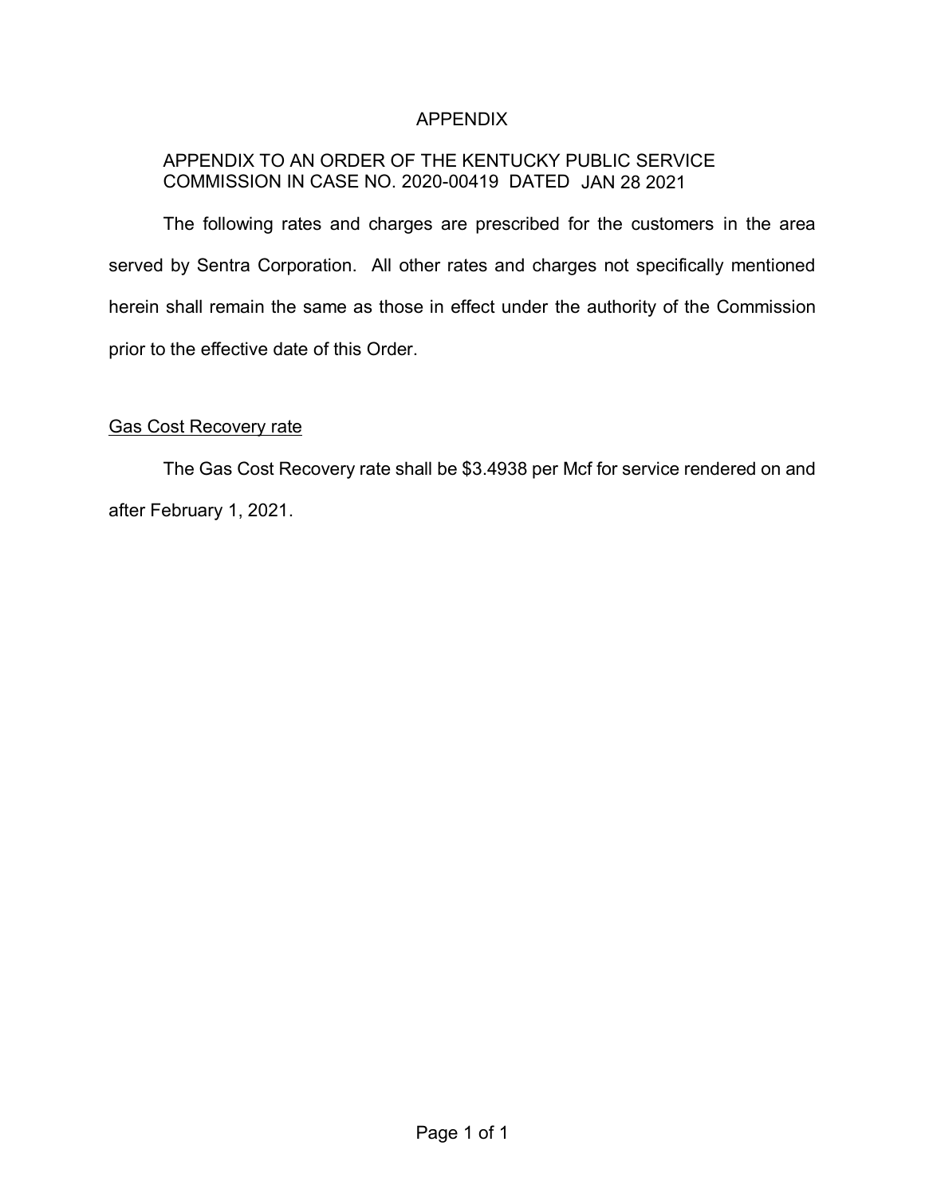# APPENDIX

APPENDIX TO AN ORDER OF THE KENTUCKY PUBLIC SERVICE COMMISSION IN CASE NO. 2020-00419 DATED JAN 28 2021

The following rates and charges are prescribed for the customers in the area served by Sentra Corporation. All other rates and charges not specifically mentioned herein shall remain the same as those in effect under the authority of the Commission prior to the effective date of this Order.

<u>Gas Cost Recovery rate</u>

The Gas Cost Recovery rate shall be $3.4938 per Mcf for service rendered on and after February 1, 2021.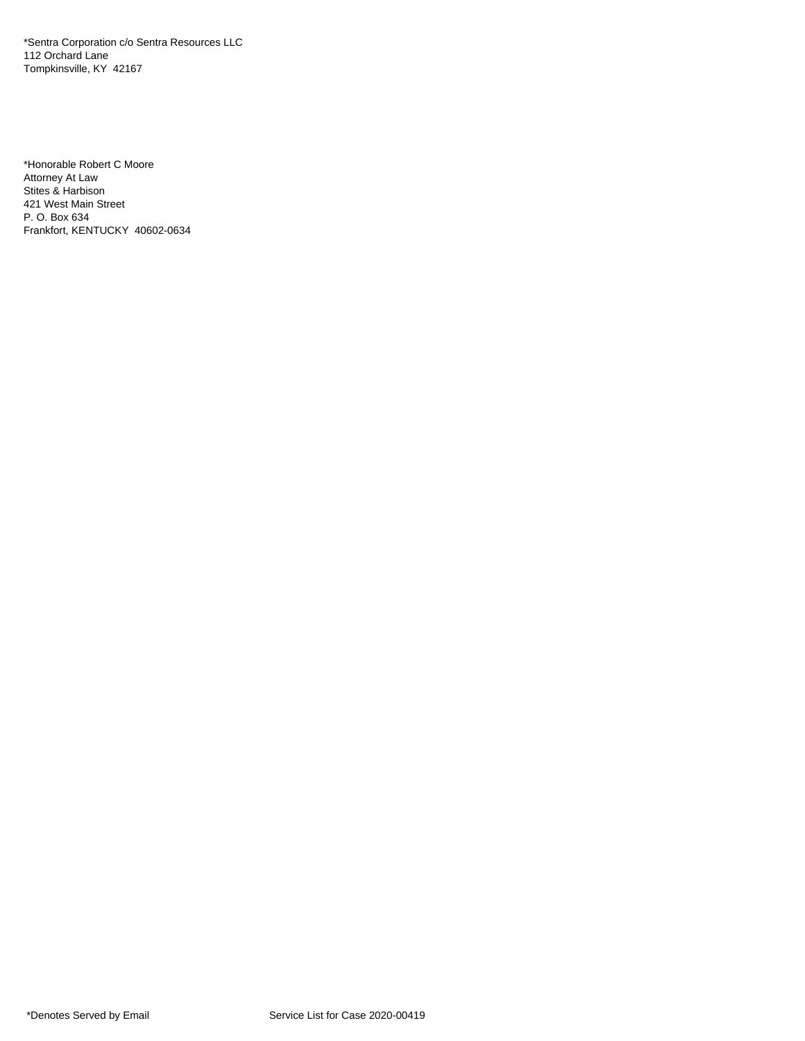*Sentra Corporation c/o Sentra Resources LLC
112 Orchard Lane
Tompkinsville, KY  42167

*Honorable Robert C Moore
Attorney At Law
Stites & Harbison
421 West Main Street
P. O. Box 634
Frankfort, KENTUCKY  40602-0634

*Denotes Served by Email                    Service List for Case 2020-00419